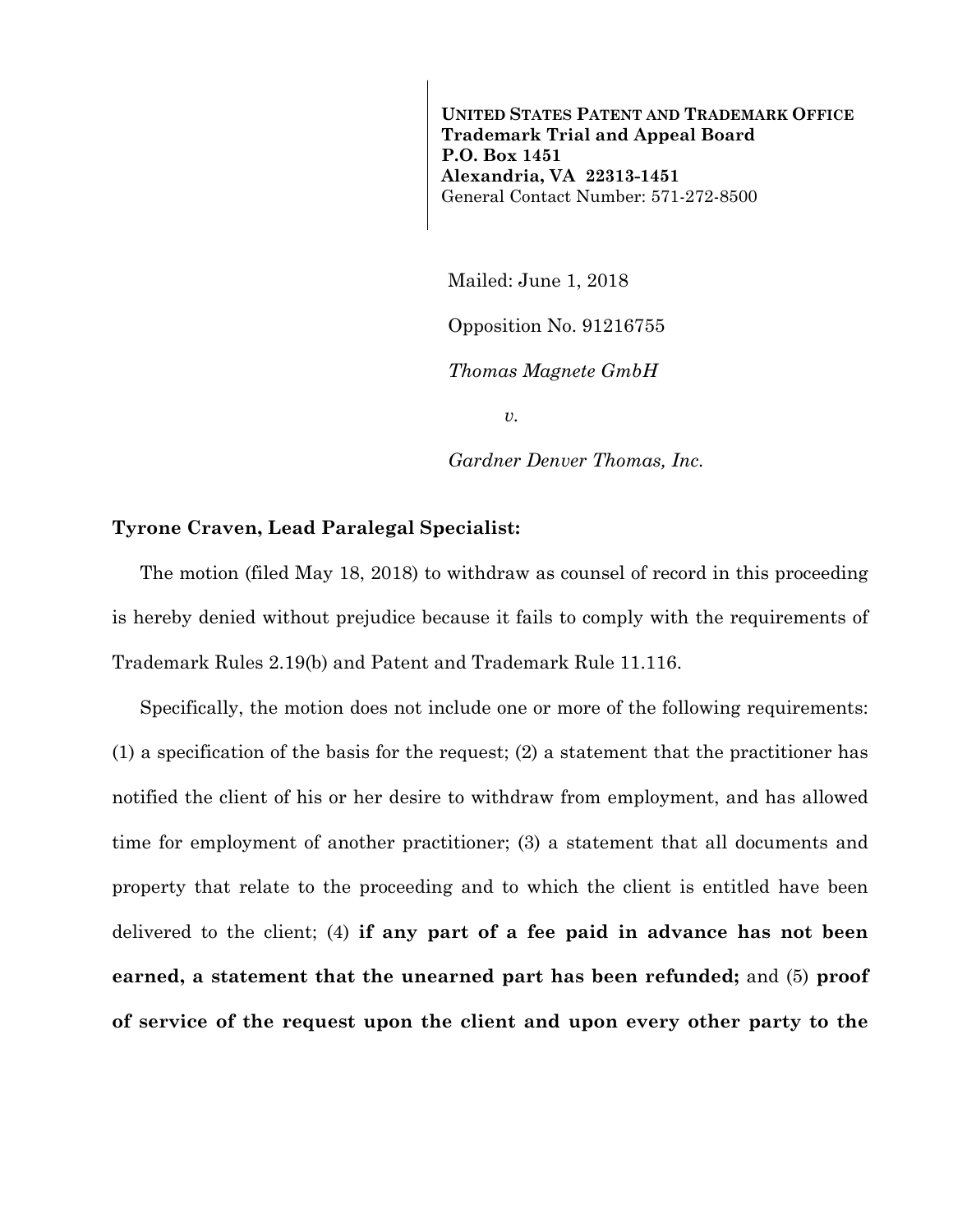**UNITED STATES PATENT AND TRADEMARK OFFICE**
**Trademark Trial and Appeal Board**
**P.O. Box 1451**
**Alexandria, VA 22313-1451**
General Contact Number: 571-272-8500

Mailed: June 1, 2018

Opposition No. 91216755

*Thomas Magnete GmbH*

*v.*

*Gardner Denver Thomas, Inc.*

**Tyrone Craven, Lead Paralegal Specialist:**

The motion (filed May 18, 2018) to withdraw as counsel of record in this proceeding is hereby denied without prejudice because it fails to comply with the requirements of Trademark Rules 2.19(b) and Patent and Trademark Rule 11.116.

Specifically, the motion does not include one or more of the following requirements: (1) a specification of the basis for the request; (2) a statement that the practitioner has notified the client of his or her desire to withdraw from employment, and has allowed time for employment of another practitioner; (3) a statement that all documents and property that relate to the proceeding and to which the client is entitled have been delivered to the client; (4) **if any part of a fee paid in advance has not been earned, a statement that the unearned part has been refunded;** and (5) **proof of service of the request upon the client and upon every other party to the**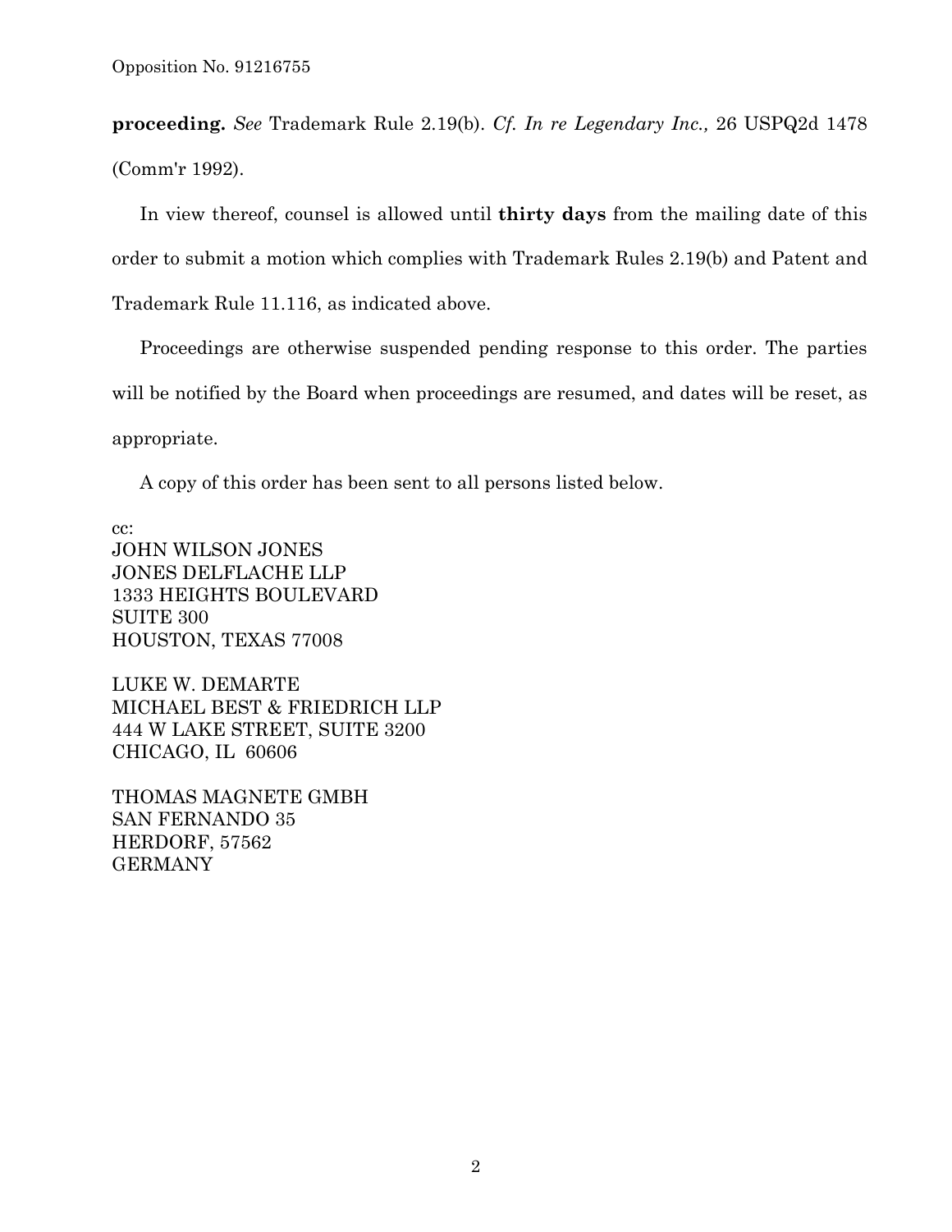**proceeding.** *See* Trademark Rule 2.19(b). *Cf. In re Legendary Inc.,* 26 USPQ2d 1478 (Comm'r 1992).

In view thereof, counsel is allowed until **thirty days** from the mailing date of this order to submit a motion which complies with Trademark Rules 2.19(b) and Patent and Trademark Rule 11.116, as indicated above.

Proceedings are otherwise suspended pending response to this order. The parties will be notified by the Board when proceedings are resumed, and dates will be reset, as appropriate.

A copy of this order has been sent to all persons listed below.

cc:
JOHN WILSON JONES
JONES DELFLACHE LLP
1333 HEIGHTS BOULEVARD
SUITE 300
HOUSTON, TEXAS 77008

LUKE W. DEMARTE
MICHAEL BEST & FRIEDRICH LLP
444 W LAKE STREET, SUITE 3200
CHICAGO, IL 60606

THOMAS MAGNETE GMBH
SAN FERNANDO 35
HERDORF, 57562
GERMANY